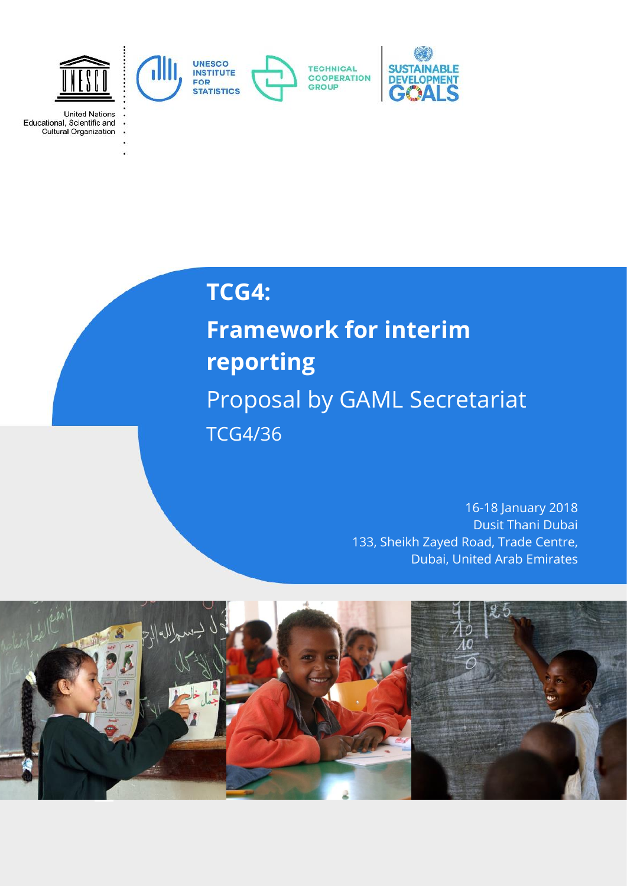United Nations Educational, Scientific and Cultural Organization

UNESCO INSTITUTE FOR STATISTICS

TECHNICAL COOPERATION GROUP

SUSTAINABLE DEVELOPMENT GOALS

# TCG4:

# Framework for interim reporting

## Proposal by GAML Secretariat

TCG4/36

16-18 January 2018
Dusit Thani Dubai
133, Sheikh Zayed Road, Trade Centre,
Dubai, United Arab Emirates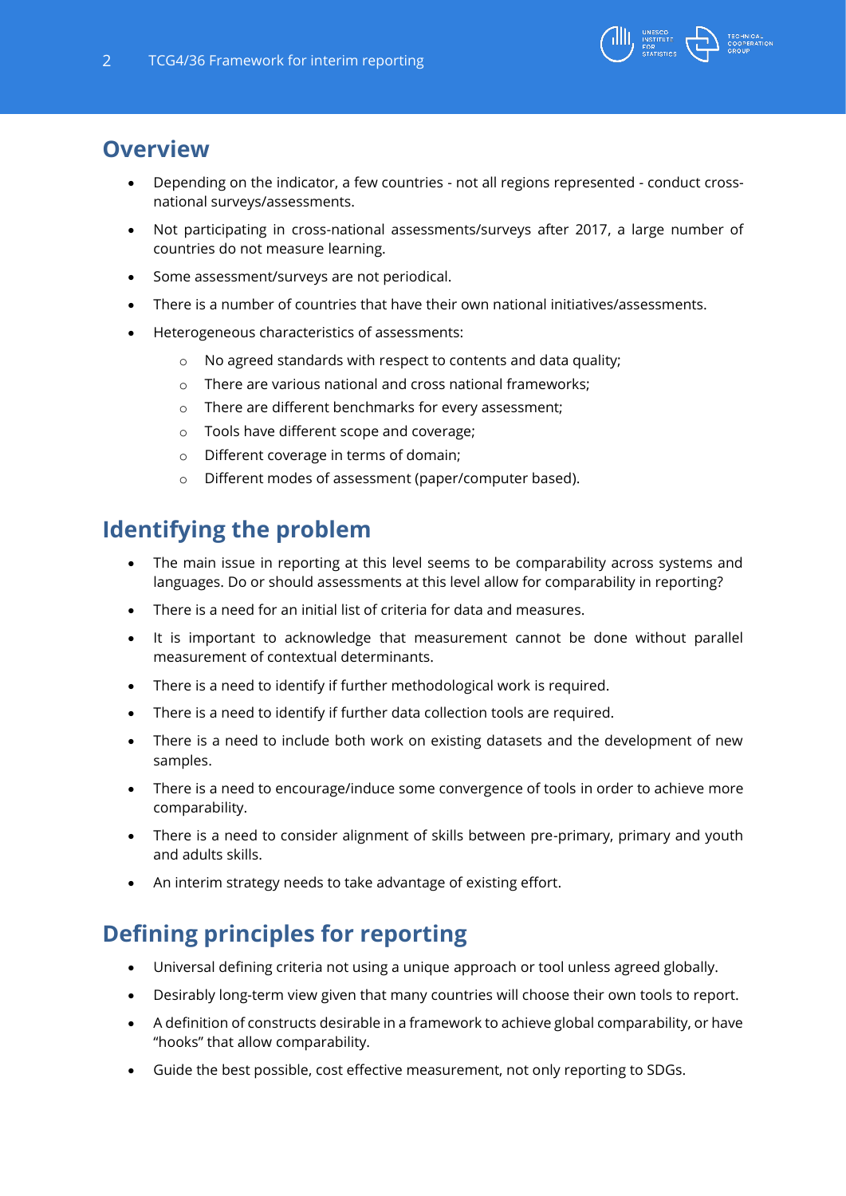## Overview

- Depending on the indicator, a few countries - not all regions represented - conduct cross-national surveys/assessments.
- Not participating in cross-national assessments/surveys after 2017, a large number of countries do not measure learning.
- Some assessment/surveys are not periodical.
- There is a number of countries that have their own national initiatives/assessments.
- Heterogeneous characteristics of assessments:
    - No agreed standards with respect to contents and data quality;
    - There are various national and cross national frameworks;
    - There are different benchmarks for every assessment;
    - Tools have different scope and coverage;
    - Different coverage in terms of domain;
    - Different modes of assessment (paper/computer based).

## Identifying the problem

- The main issue in reporting at this level seems to be comparability across systems and languages. Do or should assessments at this level allow for comparability in reporting?
- There is a need for an initial list of criteria for data and measures.
- It is important to acknowledge that measurement cannot be done without parallel measurement of contextual determinants.
- There is a need to identify if further methodological work is required.
- There is a need to identify if further data collection tools are required.
- There is a need to include both work on existing datasets and the development of new samples.
- There is a need to encourage/induce some convergence of tools in order to achieve more comparability.
- There is a need to consider alignment of skills between pre-primary, primary and youth and adults skills.
- An interim strategy needs to take advantage of existing effort.

## Defining principles for reporting

- Universal defining criteria not using a unique approach or tool unless agreed globally.
- Desirably long-term view given that many countries will choose their own tools to report.
- A definition of constructs desirable in a framework to achieve global comparability, or have "hooks" that allow comparability.
- Guide the best possible, cost effective measurement, not only reporting to SDGs.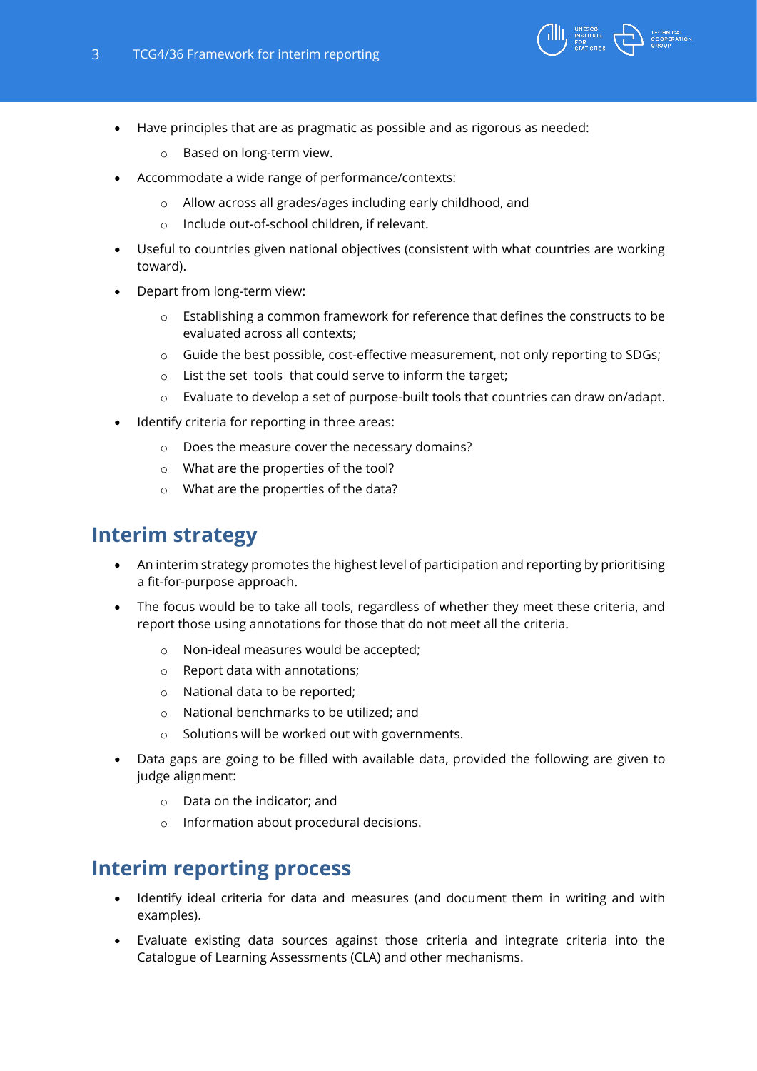- Have principles that are as pragmatic as possible and as rigorous as needed:
    - Based on long-term view.
- Accommodate a wide range of performance/contexts:
    - Allow across all grades/ages including early childhood, and
    - Include out-of-school children, if relevant.
- Useful to countries given national objectives (consistent with what countries are working toward).
- Depart from long-term view:
    - Establishing a common framework for reference that defines the constructs to be evaluated across all contexts;
    - Guide the best possible, cost-effective measurement, not only reporting to SDGs;
    - List the set tools that could serve to inform the target;
    - Evaluate to develop a set of purpose-built tools that countries can draw on/adapt.
- Identify criteria for reporting in three areas:
    - Does the measure cover the necessary domains?
    - What are the properties of the tool?
    - What are the properties of the data?

## Interim strategy

- An interim strategy promotes the highest level of participation and reporting by prioritising a fit-for-purpose approach.
- The focus would be to take all tools, regardless of whether they meet these criteria, and report those using annotations for those that do not meet all the criteria.
    - Non-ideal measures would be accepted;
    - Report data with annotations;
    - National data to be reported;
    - National benchmarks to be utilized; and
    - Solutions will be worked out with governments.
- Data gaps are going to be filled with available data, provided the following are given to judge alignment:
    - Data on the indicator; and
    - Information about procedural decisions.

## Interim reporting process

- Identify ideal criteria for data and measures (and document them in writing and with examples).
- Evaluate existing data sources against those criteria and integrate criteria into the Catalogue of Learning Assessments (CLA) and other mechanisms.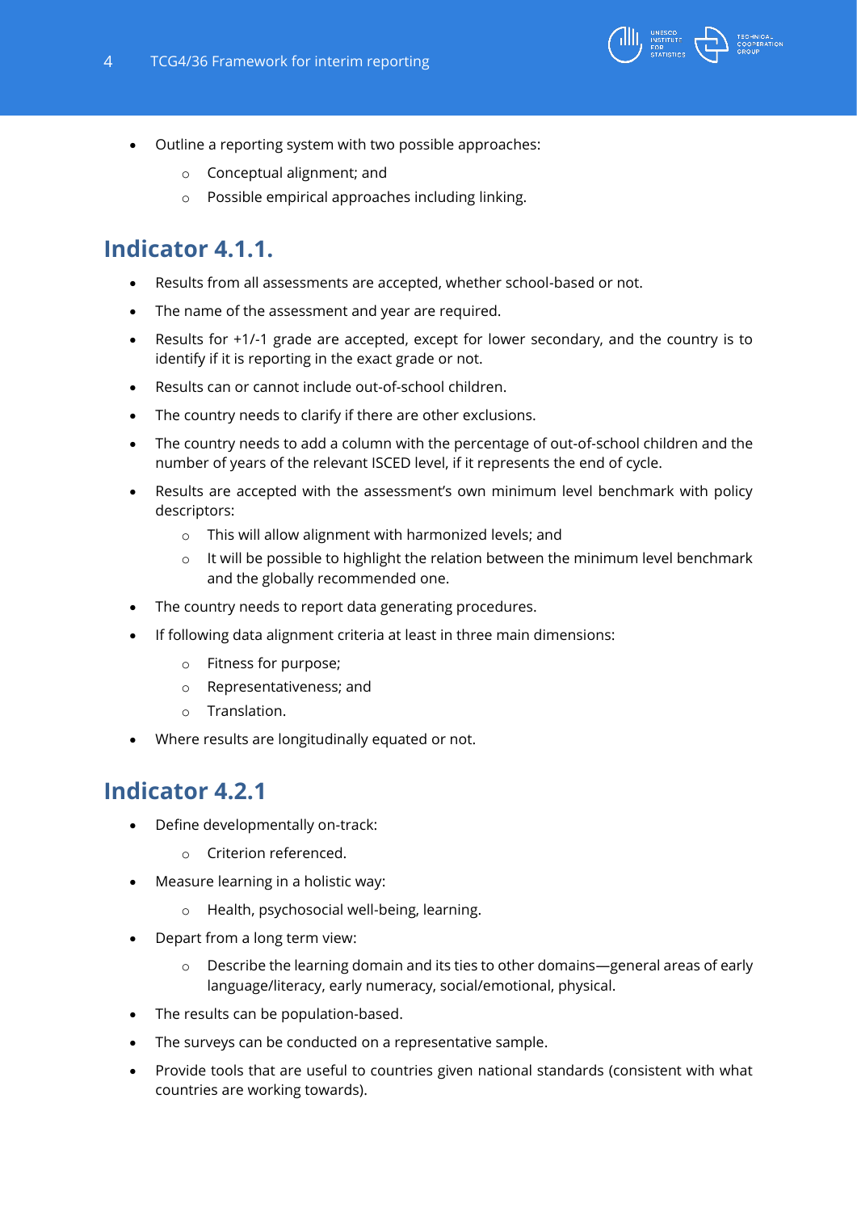- Outline a reporting system with two possible approaches:
  - Conceptual alignment; and
  - Possible empirical approaches including linking.

## Indicator 4.1.1.

- Results from all assessments are accepted, whether school-based or not.
- The name of the assessment and year are required.
- Results for +1/-1 grade are accepted, except for lower secondary, and the country is to identify if it is reporting in the exact grade or not.
- Results can or cannot include out-of-school children.
- The country needs to clarify if there are other exclusions.
- The country needs to add a column with the percentage of out-of-school children and the number of years of the relevant ISCED level, if it represents the end of cycle.
- Results are accepted with the assessment's own minimum level benchmark with policy descriptors:
  - This will allow alignment with harmonized levels; and
  - It will be possible to highlight the relation between the minimum level benchmark and the globally recommended one.
- The country needs to report data generating procedures.
- If following data alignment criteria at least in three main dimensions:
  - Fitness for purpose;
  - Representativeness; and
  - Translation.
- Where results are longitudinally equated or not.

## Indicator 4.2.1

- Define developmentally on-track:
  - Criterion referenced.
- Measure learning in a holistic way:
  - Health, psychosocial well-being, learning.
- Depart from a long term view:
  - Describe the learning domain and its ties to other domains—general areas of early language/literacy, early numeracy, social/emotional, physical.
- The results can be population-based.
- The surveys can be conducted on a representative sample.
- Provide tools that are useful to countries given national standards (consistent with what countries are working towards).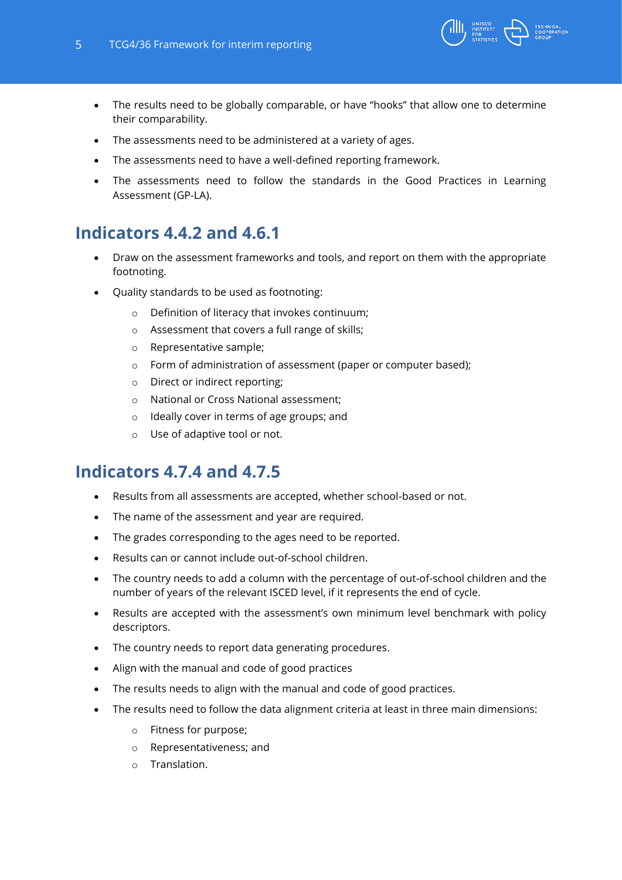- The results need to be globally comparable, or have "hooks" that allow one to determine their comparability.
- The assessments need to be administered at a variety of ages.
- The assessments need to have a well-defined reporting framework.
- The assessments need to follow the standards in the Good Practices in Learning Assessment (GP-LA).

## Indicators 4.4.2 and 4.6.1

- Draw on the assessment frameworks and tools, and report on them with the appropriate footnoting.
- Quality standards to be used as footnoting:
    - Definition of literacy that invokes continuum;
    - Assessment that covers a full range of skills;
    - Representative sample;
    - Form of administration of assessment (paper or computer based);
    - Direct or indirect reporting;
    - National or Cross National assessment;
    - Ideally cover in terms of age groups; and
    - Use of adaptive tool or not.

## Indicators 4.7.4 and 4.7.5

- Results from all assessments are accepted, whether school-based or not.
- The name of the assessment and year are required.
- The grades corresponding to the ages need to be reported.
- Results can or cannot include out-of-school children.
- The country needs to add a column with the percentage of out-of-school children and the number of years of the relevant ISCED level, if it represents the end of cycle.
- Results are accepted with the assessment's own minimum level benchmark with policy descriptors.
- The country needs to report data generating procedures.
- Align with the manual and code of good practices
- The results needs to align with the manual and code of good practices.
- The results need to follow the data alignment criteria at least in three main dimensions:
    - Fitness for purpose;
    - Representativeness; and
    - Translation.